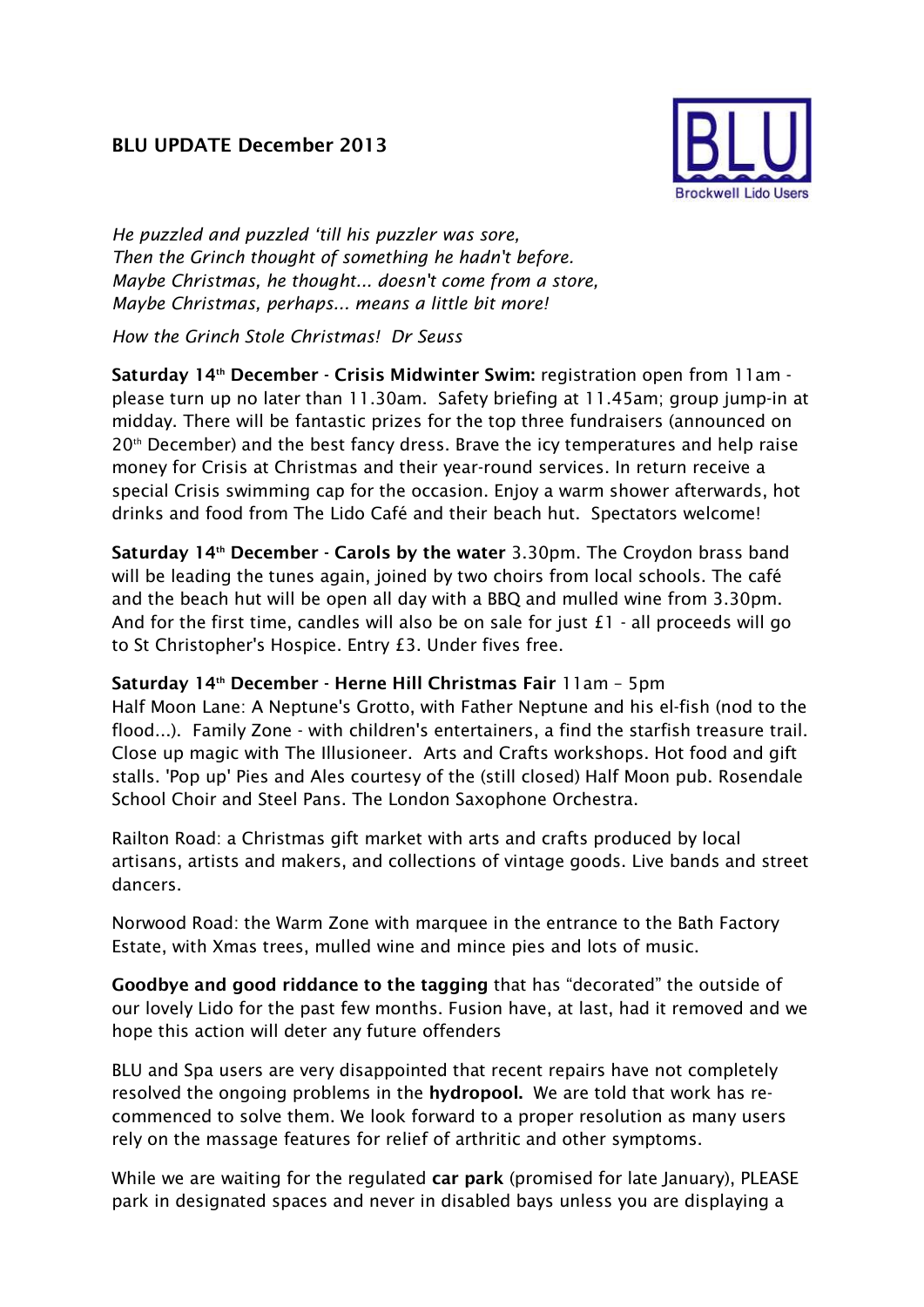# BLU UPDATE December 2013

*He puzzled and puzzled 'till his puzzler was sore,*
*Then the Grinch thought of something he hadn't before.*
*Maybe Christmas, he thought... doesn't come from a store,*
*Maybe Christmas, perhaps... means a little bit more!*

*How the Grinch Stole Christmas! Dr Seuss*

**Saturday 14th December - Crisis Midwinter Swim:** registration open from 11am - please turn up no later than 11.30am. Safety briefing at 11.45am; group jump-in at midday. There will be fantastic prizes for the top three fundraisers (announced on 20th December) and the best fancy dress. Brave the icy temperatures and help raise money for Crisis at Christmas and their year-round services. In return receive a special Crisis swimming cap for the occasion. Enjoy a warm shower afterwards, hot drinks and food from The Lido Café and their beach hut. Spectators welcome!

**Saturday 14th December - Carols by the water** 3.30pm. The Croydon brass band will be leading the tunes again, joined by two choirs from local schools. The café and the beach hut will be open all day with a BBQ and mulled wine from 3.30pm. And for the first time, candles will also be on sale for just £1 - all proceeds will go to St Christopher's Hospice. Entry £3. Under fives free.

**Saturday 14th December - Herne Hill Christmas Fair** 11am – 5pm
Half Moon Lane: A Neptune's Grotto, with Father Neptune and his el-fish (nod to the flood...). Family Zone - with children's entertainers, a find the starfish treasure trail. Close up magic with The Illusioneer. Arts and Crafts workshops. Hot food and gift stalls. 'Pop up' Pies and Ales courtesy of the (still closed) Half Moon pub. Rosendale School Choir and Steel Pans. The London Saxophone Orchestra.

Railton Road: a Christmas gift market with arts and crafts produced by local artisans, artists and makers, and collections of vintage goods. Live bands and street dancers.

Norwood Road: the Warm Zone with marquee in the entrance to the Bath Factory Estate, with Xmas trees, mulled wine and mince pies and lots of music.

**Goodbye and good riddance to the tagging** that has "decorated" the outside of our lovely Lido for the past few months. Fusion have, at last, had it removed and we hope this action will deter any future offenders

BLU and Spa users are very disappointed that recent repairs have not completely resolved the ongoing problems in the **hydropool.** We are told that work has re-commenced to solve them. We look forward to a proper resolution as many users rely on the massage features for relief of arthritic and other symptoms.

While we are waiting for the regulated **car park** (promised for late January), PLEASE park in designated spaces and never in disabled bays unless you are displaying a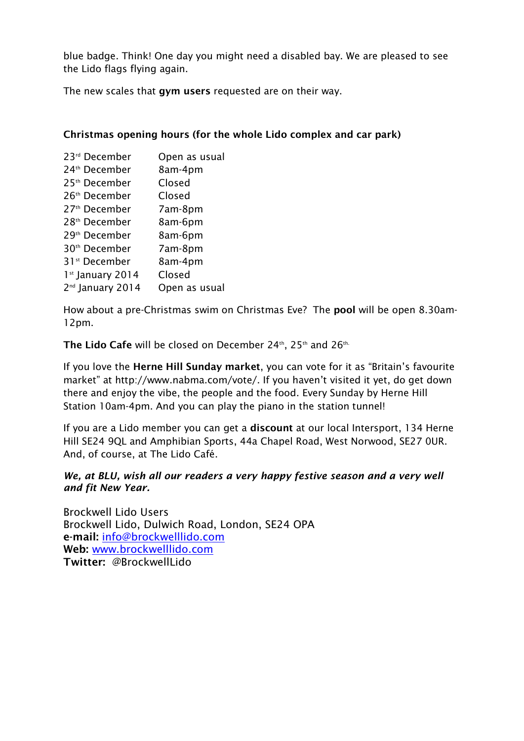blue badge. Think! One day you might need a disabled bay. We are pleased to see the Lido flags flying again.

The new scales that **gym users** requested are on their way.

**Christmas opening hours (for the whole Lido complex and car park)**

| | |
|---|---|
| 23rd December | Open as usual |
| 24th December | 8am-4pm |
| 25th December | Closed |
| 26th December | Closed |
| 27th December | 7am-8pm |
| 28th December | 8am-6pm |
| 29th December | 8am-6pm |
| 30th December | 7am-8pm |
| 31st December | 8am-4pm |
| 1st January 2014 | Closed |
| 2nd January 2014 | Open as usual |

How about a pre-Christmas swim on Christmas Eve? The **pool** will be open 8.30am-12pm.

**The Lido Cafe** will be closed on December 24th, 25th and 26th.

If you love the **Herne Hill Sunday market**, you can vote for it as "Britain's favourite market" at http://www.nabma.com/vote/. If you haven't visited it yet, do get down there and enjoy the vibe, the people and the food. Every Sunday by Herne Hill Station 10am-4pm. And you can play the piano in the station tunnel!

If you are a Lido member you can get a **discount** at our local Intersport, 134 Herne Hill SE24 9QL and Amphibian Sports, 44a Chapel Road, West Norwood, SE27 0UR. And, of course, at The Lido Café.

***We, at BLU, wish all our readers a very happy festive season and a very well and fit New Year.***

Brockwell Lido Users
Brockwell Lido, Dulwich Road, London, SE24 OPA
**e-mail:** info@brockwelllido.com
**Web:** www.brockwelllido.com
**Twitter:** @BrockwellLido